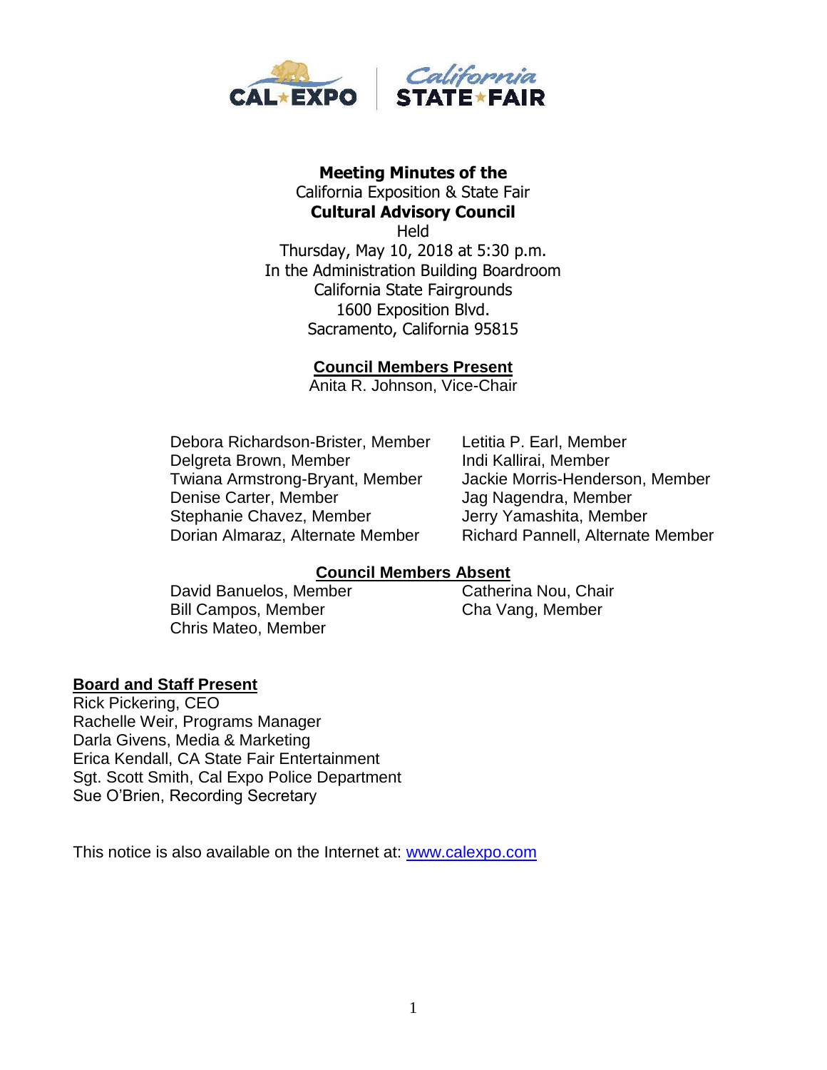**Meeting Minutes of the**
California Exposition & State Fair
**Cultural Advisory Council**
Held
Thursday, May 10, 2018 at 5:30 p.m.
In the Administration Building Boardroom
California State Fairgrounds
1600 Exposition Blvd.
Sacramento, California 95815

## Council Members Present

Anita R. Johnson, Vice-Chair

Debora Richardson-Brister, Member
Delgreta Brown, Member
Twiana Armstrong-Bryant, Member
Denise Carter, Member
Stephanie Chavez, Member
Dorian Almaraz, Alternate Member
Letitia P. Earl, Member
Indi Kallirai, Member
Jackie Morris-Henderson, Member
Jag Nagendra, Member
Jerry Yamashita, Member
Richard Pannell, Alternate Member

## Council Members Absent

David Banuelos, Member
Bill Campos, Member
Chris Mateo, Member
Catherina Nou, Chair
Cha Vang, Member

## Board and Staff Present

Rick Pickering, CEO
Rachelle Weir, Programs Manager
Darla Givens, Media & Marketing
Erica Kendall, CA State Fair Entertainment
Sgt. Scott Smith, Cal Expo Police Department
Sue O'Brien, Recording Secretary

This notice is also available on the Internet at: www.calexpo.com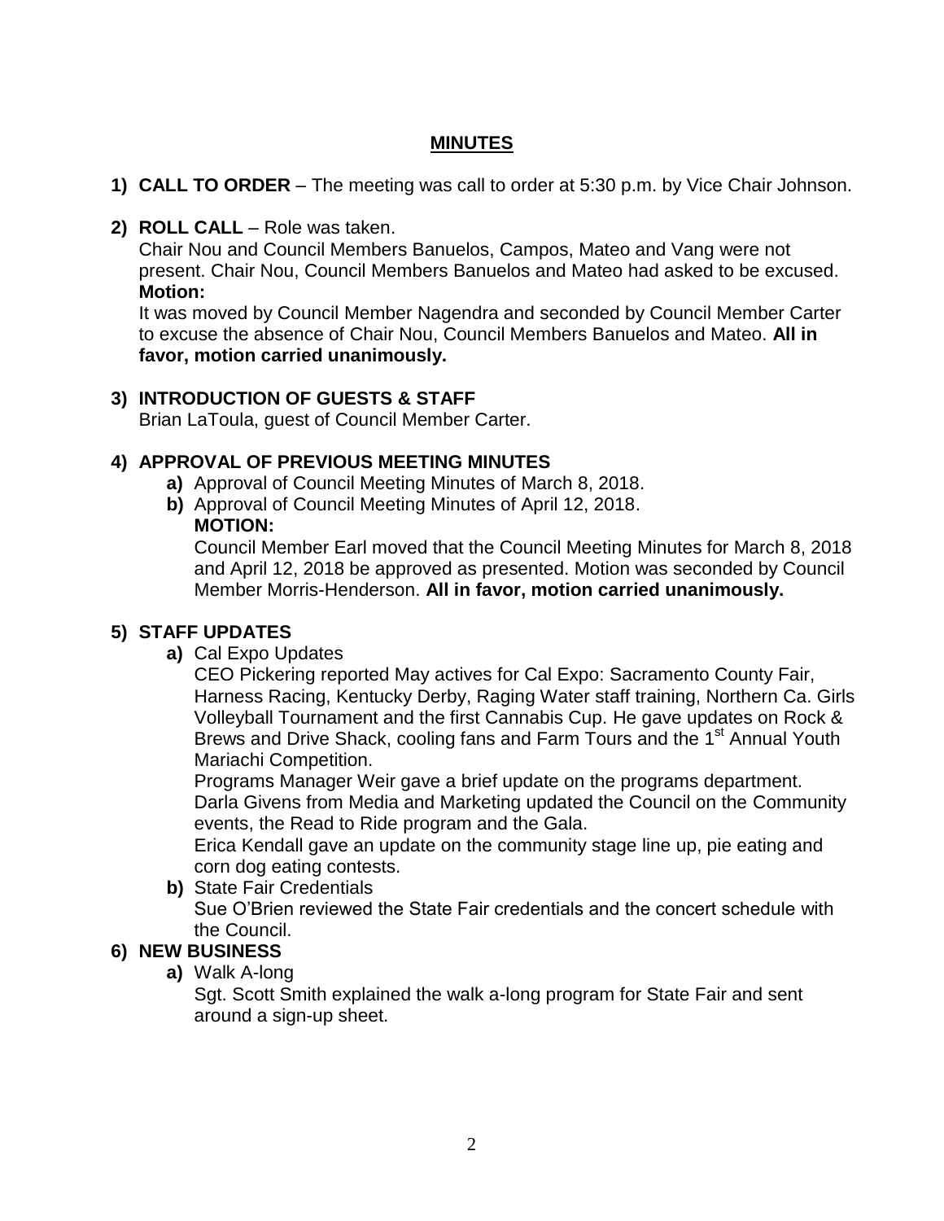# MINUTES

1) **CALL TO ORDER** – The meeting was call to order at 5:30 p.m. by Vice Chair Johnson.

2) **ROLL CALL** – Role was taken.

   Chair Nou and Council Members Banuelos, Campos, Mateo and Vang were not present. Chair Nou, Council Members Banuelos and Mateo had asked to be excused.

   **Motion:**

   It was moved by Council Member Nagendra and seconded by Council Member Carter to excuse the absence of Chair Nou, Council Members Banuelos and Mateo. **All in favor, motion carried unanimously.**

3) **INTRODUCTION OF GUESTS & STAFF**

   Brian LaToula, guest of Council Member Carter.

4) **APPROVAL OF PREVIOUS MEETING MINUTES**

   **a)** Approval of Council Meeting Minutes of March 8, 2018.

   **b)** Approval of Council Meeting Minutes of April 12, 2018.

   **MOTION:**

   Council Member Earl moved that the Council Meeting Minutes for March 8, 2018 and April 12, 2018 be approved as presented. Motion was seconded by Council Member Morris-Henderson. **All in favor, motion carried unanimously.**

5) **STAFF UPDATES**

   **a)** Cal Expo Updates

   CEO Pickering reported May actives for Cal Expo: Sacramento County Fair, Harness Racing, Kentucky Derby, Raging Water staff training, Northern Ca. Girls Volleyball Tournament and the first Cannabis Cup. He gave updates on Rock & Brews and Drive Shack, cooling fans and Farm Tours and the 1st Annual Youth Mariachi Competition.

   Programs Manager Weir gave a brief update on the programs department.

   Darla Givens from Media and Marketing updated the Council on the Community events, the Read to Ride program and the Gala.

   Erica Kendall gave an update on the community stage line up, pie eating and corn dog eating contests.

   **b)** State Fair Credentials

   Sue O'Brien reviewed the State Fair credentials and the concert schedule with the Council.

6) **NEW BUSINESS**

   **a)** Walk A-long

   Sgt. Scott Smith explained the walk a-long program for State Fair and sent around a sign-up sheet.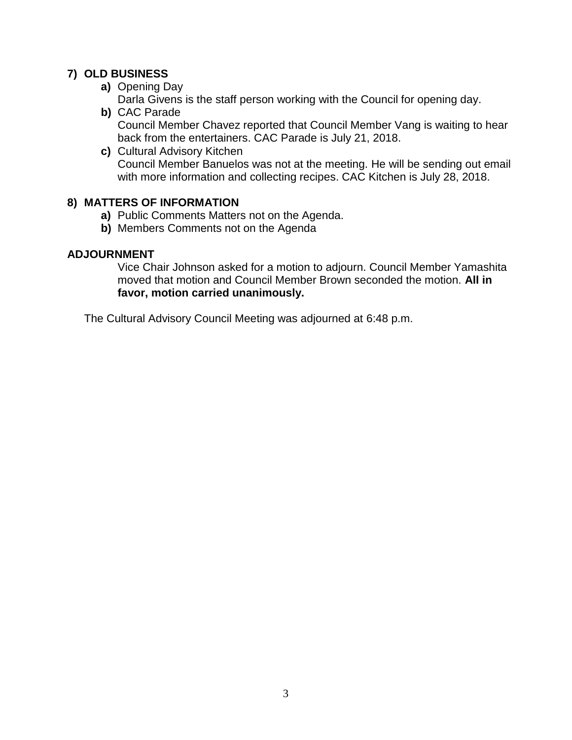## 7) OLD BUSINESS

- **a)** Opening Day
  Darla Givens is the staff person working with the Council for opening day.
- **b)** CAC Parade
  Council Member Chavez reported that Council Member Vang is waiting to hear back from the entertainers. CAC Parade is July 21, 2018.
- **c)** Cultural Advisory Kitchen
  Council Member Banuelos was not at the meeting. He will be sending out email with more information and collecting recipes. CAC Kitchen is July 28, 2018.

## 8) MATTERS OF INFORMATION

- **a)** Public Comments Matters not on the Agenda.
- **b)** Members Comments not on the Agenda

## ADJOURNMENT

Vice Chair Johnson asked for a motion to adjourn. Council Member Yamashita moved that motion and Council Member Brown seconded the motion. **All in favor, motion carried unanimously.**

The Cultural Advisory Council Meeting was adjourned at 6:48 p.m.